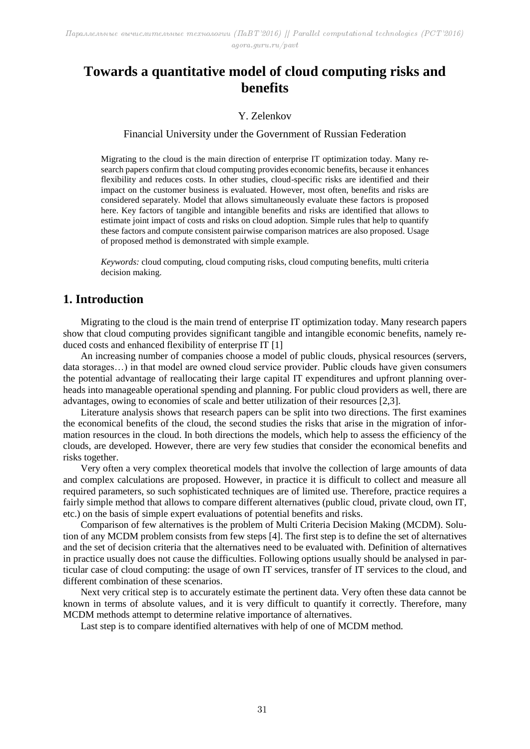# Towards a quantitative model of cloud computing risks and benefits

Y. Zelenkov

Financial University under the Government of Russian Federation

Migrating to the cloud is the main direction of enterprise IT optimization today. Many research papers confirm that cloud computing provides economic benefits, because it enhances flexibility and reduces costs. In other studies, cloud-specific risks are identified and their impact on the customer business is evaluated. However, most often, benefits and risks are considered separately. Model that allows simultaneously evaluate these factors is proposed here. Key factors of tangible and intangible benefits and risks are identified that allows to estimate joint impact of costs and risks on cloud adoption. Simple rules that help to quantify these factors and compute consistent pairwise comparison matrices are also proposed. Usage of proposed method is demonstrated with simple example.

*Keywords:* cloud computing, cloud computing risks, cloud computing benefits, multi criteria decision making.

## 1. Introduction

Migrating to the cloud is the main trend of enterprise IT optimization today. Many research papers show that cloud computing provides significant tangible and intangible economic benefits, namely reduced costs and enhanced flexibility of enterprise IT [1]

An increasing number of companies choose a model of public clouds, physical resources (servers, data storages…) in that model are owned cloud service provider. Public clouds have given consumers the potential advantage of reallocating their large capital IT expenditures and upfront planning overheads into manageable operational spending and planning. For public cloud providers as well, there are advantages, owing to economies of scale and better utilization of their resources [2,3].

Literature analysis shows that research papers can be split into two directions. The first examines the economical benefits of the cloud, the second studies the risks that arise in the migration of information resources in the cloud. In both directions the models, which help to assess the efficiency of the clouds, are developed. However, there are very few studies that consider the economical benefits and risks together.

Very often a very complex theoretical models that involve the collection of large amounts of data and complex calculations are proposed. However, in practice it is difficult to collect and measure all required parameters, so such sophisticated techniques are of limited use. Therefore, practice requires a fairly simple method that allows to compare different alternatives (public cloud, private cloud, own IT, etc.) on the basis of simple expert evaluations of potential benefits and risks.

Comparison of few alternatives is the problem of Multi Criteria Decision Making (MCDM). Solution of any MCDM problem consists from few steps [4]. The first step is to define the set of alternatives and the set of decision criteria that the alternatives need to be evaluated with. Definition of alternatives in practice usually does not cause the difficulties. Following options usually should be analysed in particular case of cloud computing: the usage of own IT services, transfer of IT services to the cloud, and different combination of these scenarios.

Next very critical step is to accurately estimate the pertinent data. Very often these data cannot be known in terms of absolute values, and it is very difficult to quantify it correctly. Therefore, many MCDM methods attempt to determine relative importance of alternatives.

Last step is to compare identified alternatives with help of one of MCDM method.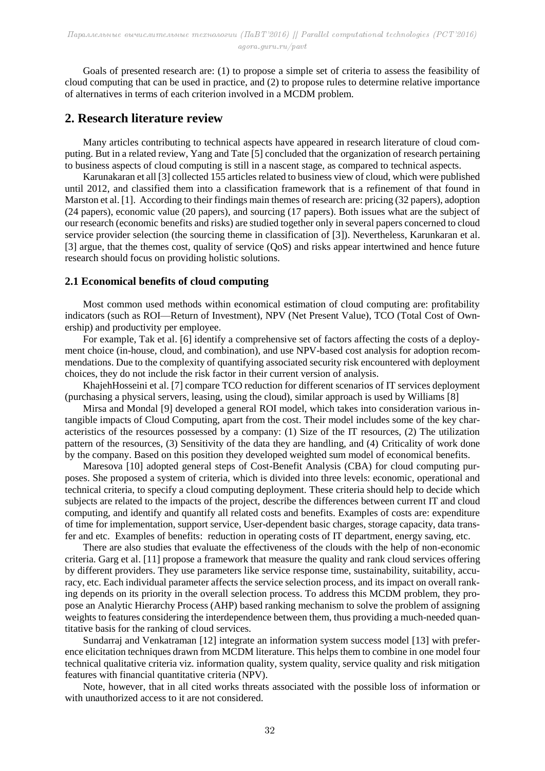Goals of presented research are: (1) to propose a simple set of criteria to assess the feasibility of cloud computing that can be used in practice, and (2) to propose rules to determine relative importance of alternatives in terms of each criterion involved in a MCDM problem.

## 2. Research literature review

Many articles contributing to technical aspects have appeared in research literature of cloud computing. But in a related review, Yang and Tate [5] concluded that the organization of research pertaining to business aspects of cloud computing is still in a nascent stage, as compared to technical aspects.

Karunakaran et all [3] collected 155 articles related to business view of cloud, which were published until 2012, and classified them into a classification framework that is a refinement of that found in Marston et al. [1]. According to their findings main themes of research are: pricing (32 papers), adoption (24 papers), economic value (20 papers), and sourcing (17 papers). Both issues what are the subject of our research (economic benefits and risks) are studied together only in several papers concerned to cloud service provider selection (the sourcing theme in classification of [3]). Nevertheless, Karunkaran et al. [3] argue, that the themes cost, quality of service (QoS) and risks appear intertwined and hence future research should focus on providing holistic solutions.

### 2.1 Economical benefits of cloud computing

Most common used methods within economical estimation of cloud computing are: profitability indicators (such as ROI—Return of Investment), NPV (Net Present Value), TCO (Total Cost of Ownership) and productivity per employee.

For example, Tak et al. [6] identify a comprehensive set of factors affecting the costs of a deployment choice (in-house, cloud, and combination), and use NPV-based cost analysis for adoption recommendations. Due to the complexity of quantifying associated security risk encountered with deployment choices, they do not include the risk factor in their current version of analysis.

KhajehHosseini et al. [7] compare TCO reduction for different scenarios of IT services deployment (purchasing a physical servers, leasing, using the cloud), similar approach is used by Williams [8]

Mirsa and Mondal [9] developed a general ROI model, which takes into consideration various intangible impacts of Cloud Computing, apart from the cost. Their model includes some of the key characteristics of the resources possessed by a company: (1) Size of the IT resources, (2) The utilization pattern of the resources, (3) Sensitivity of the data they are handling, and (4) Criticality of work done by the company. Based on this position they developed weighted sum model of economical benefits.

Maresova [10] adopted general steps of Cost-Benefit Analysis (CBA) for cloud computing purposes. She proposed a system of criteria, which is divided into three levels: economic, operational and technical criteria, to specify a cloud computing deployment. These criteria should help to decide which subjects are related to the impacts of the project, describe the differences between current IT and cloud computing, and identify and quantify all related costs and benefits. Examples of costs are: expenditure of time for implementation, support service, User-dependent basic charges, storage capacity, data transfer and etc. Examples of benefits: reduction in operating costs of IT department, energy saving, etc.

There are also studies that evaluate the effectiveness of the clouds with the help of non-economic criteria. Garg et al. [11] propose a framework that measure the quality and rank cloud services offering by different providers. They use parameters like service response time, sustainability, suitability, accuracy, etc. Each individual parameter affects the service selection process, and its impact on overall ranking depends on its priority in the overall selection process. To address this MCDM problem, they propose an Analytic Hierarchy Process (AHP) based ranking mechanism to solve the problem of assigning weights to features considering the interdependence between them, thus providing a much-needed quantitative basis for the ranking of cloud services.

Sundarraj and Venkatraman [12] integrate an information system success model [13] with preference elicitation techniques drawn from MCDM literature. This helps them to combine in one model four technical qualitative criteria viz. information quality, system quality, service quality and risk mitigation features with financial quantitative criteria (NPV).

Note, however, that in all cited works threats associated with the possible loss of information or with unauthorized access to it are not considered.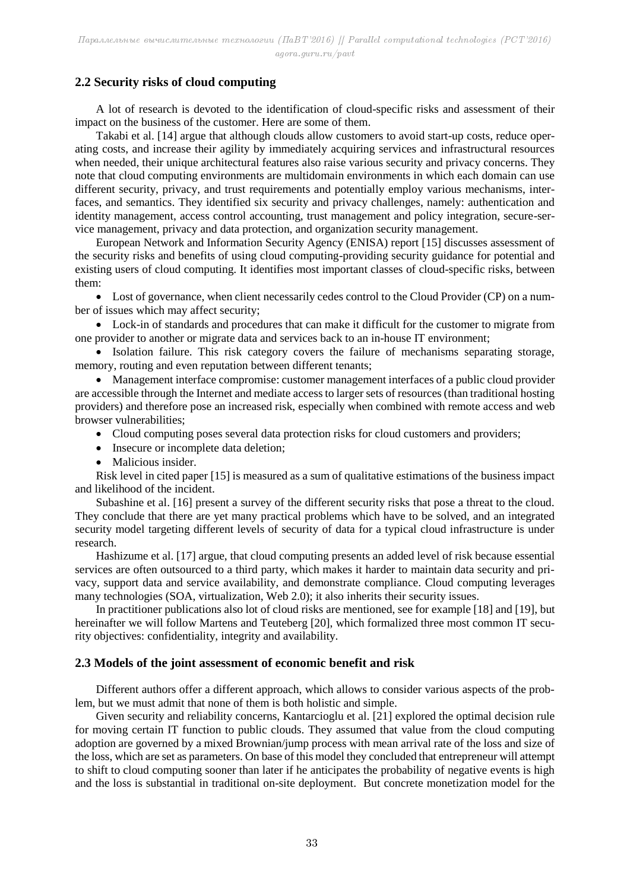## 2.2 Security risks of cloud computing

A lot of research is devoted to the identification of cloud-specific risks and assessment of their impact on the business of the customer. Here are some of them.

Takabi et al. [14] argue that although clouds allow customers to avoid start-up costs, reduce operating costs, and increase their agility by immediately acquiring services and infrastructural resources when needed, their unique architectural features also raise various security and privacy concerns. They note that cloud computing environments are multidomain environments in which each domain can use different security, privacy, and trust requirements and potentially employ various mechanisms, interfaces, and semantics. They identified six security and privacy challenges, namely: authentication and identity management, access control accounting, trust management and policy integration, secure-service management, privacy and data protection, and organization security management.

European Network and Information Security Agency (ENISA) report [15] discusses assessment of the security risks and benefits of using cloud computing-providing security guidance for potential and existing users of cloud computing. It identifies most important classes of cloud-specific risks, between them:

- Lost of governance, when client necessarily cedes control to the Cloud Provider (CP) on a number of issues which may affect security;
- Lock-in of standards and procedures that can make it difficult for the customer to migrate from one provider to another or migrate data and services back to an in-house IT environment;
- Isolation failure. This risk category covers the failure of mechanisms separating storage, memory, routing and even reputation between different tenants;
- Management interface compromise: customer management interfaces of a public cloud provider are accessible through the Internet and mediate access to larger sets of resources (than traditional hosting providers) and therefore pose an increased risk, especially when combined with remote access and web browser vulnerabilities;
- Cloud computing poses several data protection risks for cloud customers and providers;
- Insecure or incomplete data deletion;
- Malicious insider.

Risk level in cited paper [15] is measured as a sum of qualitative estimations of the business impact and likelihood of the incident.

Subashine et al. [16] present a survey of the different security risks that pose a threat to the cloud. They conclude that there are yet many practical problems which have to be solved, and an integrated security model targeting different levels of security of data for a typical cloud infrastructure is under research.

Hashizume et al. [17] argue, that cloud computing presents an added level of risk because essential services are often outsourced to a third party, which makes it harder to maintain data security and privacy, support data and service availability, and demonstrate compliance. Cloud computing leverages many technologies (SOA, virtualization, Web 2.0); it also inherits their security issues.

In practitioner publications also lot of cloud risks are mentioned, see for example [18] and [19], but hereinafter we will follow Martens and Teuteberg [20], which formalized three most common IT security objectives: confidentiality, integrity and availability.

## 2.3 Models of the joint assessment of economic benefit and risk

Different authors offer a different approach, which allows to consider various aspects of the problem, but we must admit that none of them is both holistic and simple.

Given security and reliability concerns, Kantarcioglu et al. [21] explored the optimal decision rule for moving certain IT function to public clouds. They assumed that value from the cloud computing adoption are governed by a mixed Brownian/jump process with mean arrival rate of the loss and size of the loss, which are set as parameters. On base of this model they concluded that entrepreneur will attempt to shift to cloud computing sooner than later if he anticipates the probability of negative events is high and the loss is substantial in traditional on-site deployment. But concrete monetization model for the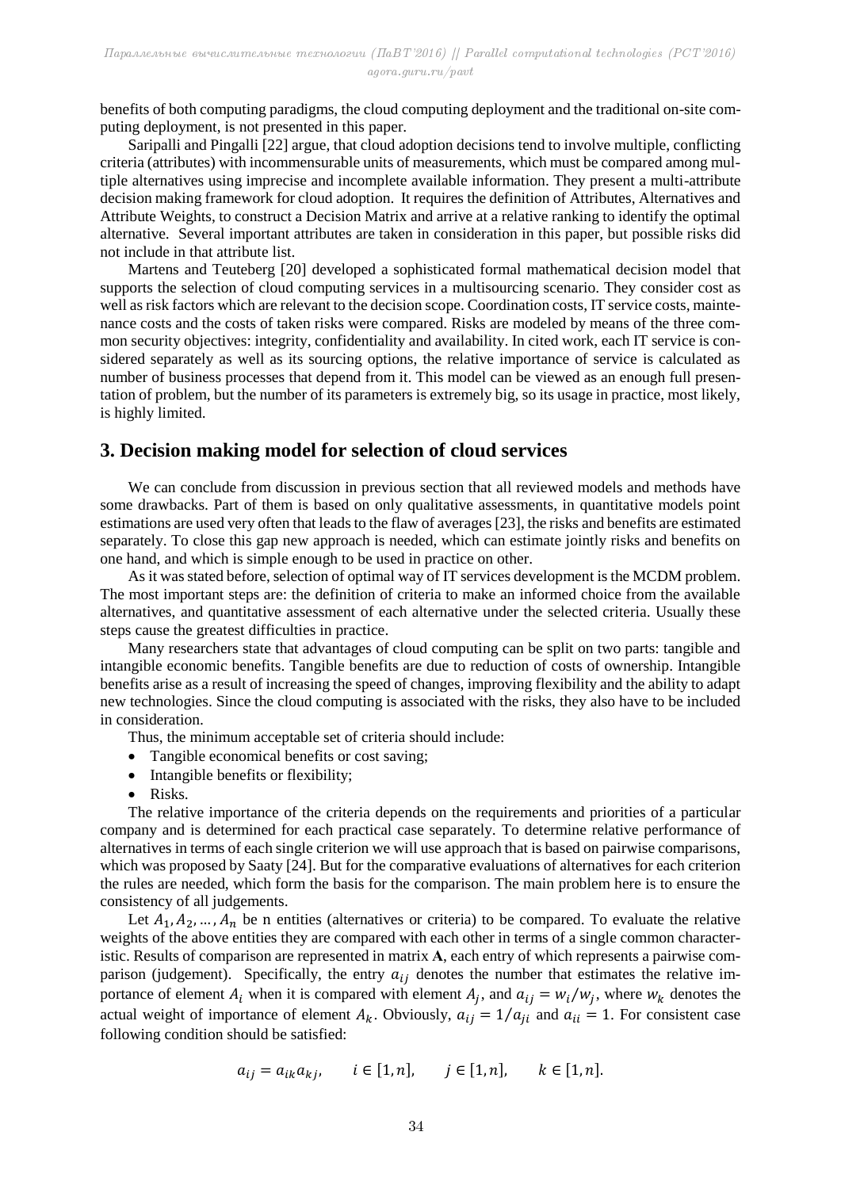benefits of both computing paradigms, the cloud computing deployment and the traditional on-site computing deployment, is not presented in this paper.

Saripalli and Pingalli [22] argue, that cloud adoption decisions tend to involve multiple, conflicting criteria (attributes) with incommensurable units of measurements, which must be compared among multiple alternatives using imprecise and incomplete available information. They present a multi-attribute decision making framework for cloud adoption. It requires the definition of Attributes, Alternatives and Attribute Weights, to construct a Decision Matrix and arrive at a relative ranking to identify the optimal alternative. Several important attributes are taken in consideration in this paper, but possible risks did not include in that attribute list.

Martens and Teuteberg [20] developed a sophisticated formal mathematical decision model that supports the selection of cloud computing services in a multisourcing scenario. They consider cost as well as risk factors which are relevant to the decision scope. Coordination costs, IT service costs, maintenance costs and the costs of taken risks were compared. Risks are modeled by means of the three common security objectives: integrity, confidentiality and availability. In cited work, each IT service is considered separately as well as its sourcing options, the relative importance of service is calculated as number of business processes that depend from it. This model can be viewed as an enough full presentation of problem, but the number of its parameters is extremely big, so its usage in practice, most likely, is highly limited.

## 3. Decision making model for selection of cloud services

We can conclude from discussion in previous section that all reviewed models and methods have some drawbacks. Part of them is based on only qualitative assessments, in quantitative models point estimations are used very often that leads to the flaw of averages [23], the risks and benefits are estimated separately. To close this gap new approach is needed, which can estimate jointly risks and benefits on one hand, and which is simple enough to be used in practice on other.

As it was stated before, selection of optimal way of IT services development is the MCDM problem. The most important steps are: the definition of criteria to make an informed choice from the available alternatives, and quantitative assessment of each alternative under the selected criteria. Usually these steps cause the greatest difficulties in practice.

Many researchers state that advantages of cloud computing can be split on two parts: tangible and intangible economic benefits. Tangible benefits are due to reduction of costs of ownership. Intangible benefits arise as a result of increasing the speed of changes, improving flexibility and the ability to adapt new technologies. Since the cloud computing is associated with the risks, they also have to be included in consideration.

Thus, the minimum acceptable set of criteria should include:

- Tangible economical benefits or cost saving;
- Intangible benefits or flexibility;
- Risks.

The relative importance of the criteria depends on the requirements and priorities of a particular company and is determined for each practical case separately. To determine relative performance of alternatives in terms of each single criterion we will use approach that is based on pairwise comparisons, which was proposed by Saaty [24]. But for the comparative evaluations of alternatives for each criterion the rules are needed, which form the basis for the comparison. The main problem here is to ensure the consistency of all judgements.

Let $A_1, A_2, \ldots, A_n$ be n entities (alternatives or criteria) to be compared. To evaluate the relative weights of the above entities they are compared with each other in terms of a single common characteristic. Results of comparison are represented in matrix **A**, each entry of which represents a pairwise comparison (judgement). Specifically, the entry $a_{ij}$ denotes the number that estimates the relative importance of element $A_i$ when it is compared with element $A_j$, and $a_{ij} = w_i/w_j$, where $w_k$ denotes the actual weight of importance of element $A_k$. Obviously, $a_{ij} = 1/a_{ji}$ and $a_{ii} = 1$. For consistent case following condition should be satisfied:

$$a_{ij} = a_{ik}a_{kj}, \qquad i \in [1, n], \qquad j \in [1, n], \qquad k \in [1, n].$$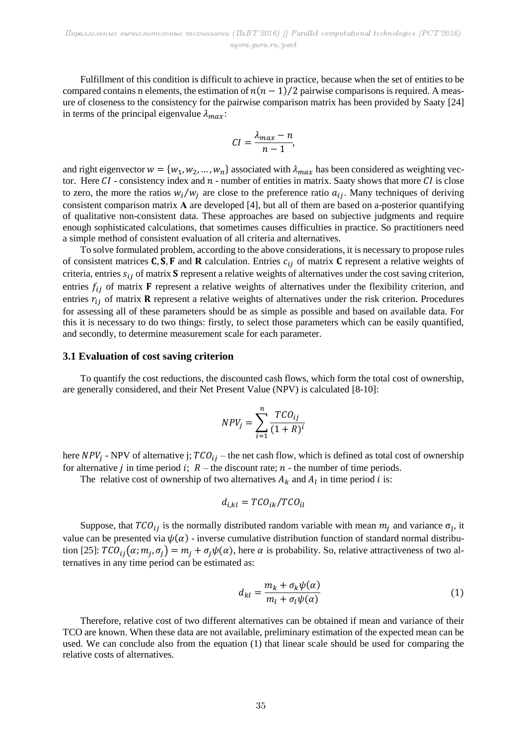Fulfillment of this condition is difficult to achieve in practice, because when the set of entities to be compared contains n elements, the estimation of $n(n-1)/2$ pairwise comparisons is required. A measure of closeness to the consistency for the pairwise comparison matrix has been provided by Saaty [24] in terms of the principal eigenvalue $\lambda_{max}$:

$$CI = \frac{\lambda_{max} - n}{n-1},$$

and right eigenvector $w = \{w_1, w_2, \dots, w_n\}$ associated with $\lambda_{max}$ has been considered as weighting vector. Here $CI$ - consistency index and $n$ - number of entities in matrix. Saaty shows that more $CI$ is close to zero, the more the ratios $w_i/w_j$ are close to the preference ratio $a_{ij}$. Many techniques of deriving consistent comparison matrix **A** are developed [4], but all of them are based on a-posterior quantifying of qualitative non-consistent data. These approaches are based on subjective judgments and require enough sophisticated calculations, that sometimes causes difficulties in practice. So practitioners need a simple method of consistent evaluation of all criteria and alternatives.

To solve formulated problem, according to the above considerations, it is necessary to propose rules of consistent matrices **C**, **S**, **F** and **R** calculation. Entries $c_{ij}$ of matrix **C** represent a relative weights of criteria, entries $s_{ij}$ of matrix **S** represent a relative weights of alternatives under the cost saving criterion, entries $f_{ij}$ of matrix **F** represent a relative weights of alternatives under the flexibility criterion, and entries $r_{ij}$ of matrix **R** represent a relative weights of alternatives under the risk criterion. Procedures for assessing all of these parameters should be as simple as possible and based on available data. For this it is necessary to do two things: firstly, to select those parameters which can be easily quantified, and secondly, to determine measurement scale for each parameter.

### 3.1 Evaluation of cost saving criterion

To quantify the cost reductions, the discounted cash flows, which form the total cost of ownership, are generally considered, and their Net Present Value (NPV) is calculated [8-10]:

$$NPV_j = \sum_{i=1}^{n} \frac{TCO_{ij}}{(1+R)^i}$$

here $NPV_j$ - NPV of alternative j; $TCO_{ij}$ – the net cash flow, which is defined as total cost of ownership for alternative $j$ in time period $i$; $R$ – the discount rate; $n$ - the number of time periods.

The relative cost of ownership of two alternatives $A_k$ and $A_l$ in time period $i$ is:

$$d_{i,kl} = TCO_{ik}/TCO_{il}$$

Suppose, that $TCO_{ij}$ is the normally distributed random variable with mean $m_j$ and variance $\sigma_j$, it value can be presented via $\psi(\alpha)$ - inverse cumulative distribution function of standard normal distribution [25]: $TCO_{ij}(\alpha; m_j, \sigma_j) = m_j + \sigma_j\psi(\alpha)$, here $\alpha$ is probability. So, relative attractiveness of two alternatives in any time period can be estimated as:

$$d_{kl} = \frac{m_k + \sigma_k\psi(\alpha)}{m_l + \sigma_l\psi(\alpha)} \tag{1}$$

Therefore, relative cost of two different alternatives can be obtained if mean and variance of their TCO are known. When these data are not available, preliminary estimation of the expected mean can be used. We can conclude also from the equation (1) that linear scale should be used for comparing the relative costs of alternatives.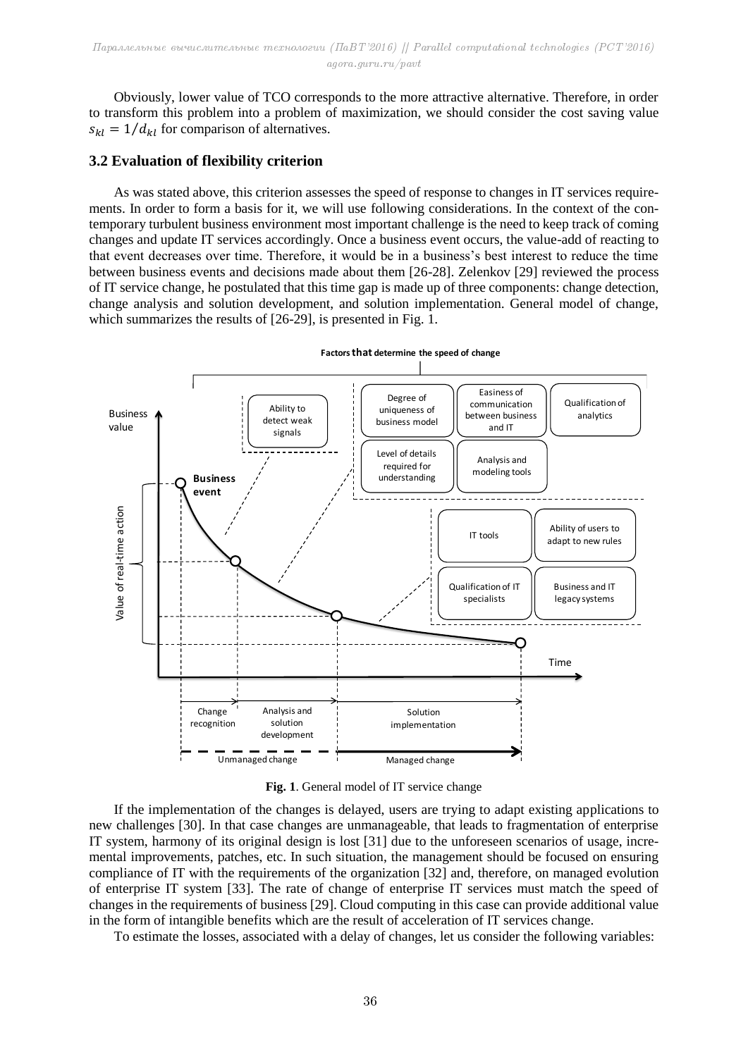Obviously, lower value of TCO corresponds to the more attractive alternative. Therefore, in order to transform this problem into a problem of maximization, we should consider the cost saving value $s_{kl} = 1/d_{kl}$ for comparison of alternatives.

### 3.2 Evaluation of flexibility criterion

As was stated above, this criterion assesses the speed of response to changes in IT services requirements. In order to form a basis for it, we will use following considerations. In the context of the contemporary turbulent business environment most important challenge is the need to keep track of coming changes and update IT services accordingly. Once a business event occurs, the value-add of reacting to that event decreases over time. Therefore, it would be in a business's best interest to reduce the time between business events and decisions made about them [26-28]. Zelenkov [29] reviewed the process of IT service change, he postulated that this time gap is made up of three components: change detection, change analysis and solution development, and solution implementation. General model of change, which summarizes the results of [26-29], is presented in Fig. 1.

**Fig. 1**. General model of IT service change

If the implementation of the changes is delayed, users are trying to adapt existing applications to new challenges [30]. In that case changes are unmanageable, that leads to fragmentation of enterprise IT system, harmony of its original design is lost [31] due to the unforeseen scenarios of usage, incremental improvements, patches, etc. In such situation, the management should be focused on ensuring compliance of IT with the requirements of the organization [32] and, therefore, on managed evolution of enterprise IT system [33]. The rate of change of enterprise IT services must match the speed of changes in the requirements of business [29]. Cloud computing in this case can provide additional value in the form of intangible benefits which are the result of acceleration of IT services change.

To estimate the losses, associated with a delay of changes, let us consider the following variables: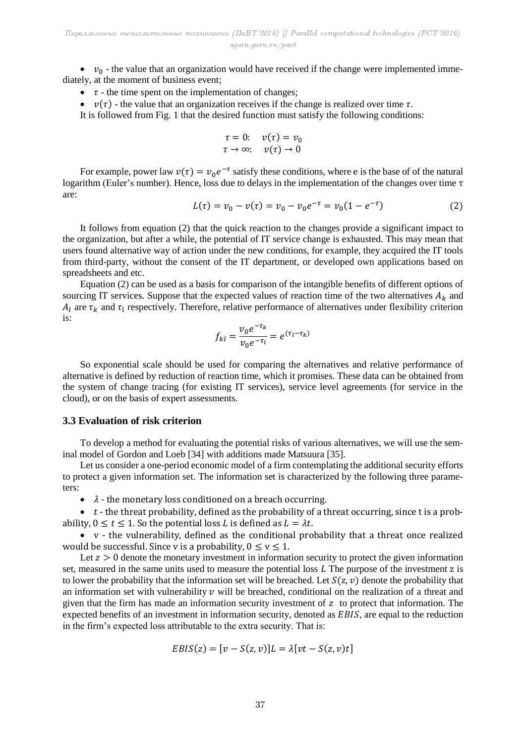- $v_0$ - the value that an organization would have received if the change were implemented immediately, at the moment of business event;
- $\tau$ - the time spent on the implementation of changes;
- $v(\tau)$ - the value that an organization receives if the change is realized over time $\tau$.

It is followed from Fig. 1 that the desired function must satisfy the following conditions:

$$\tau = 0: \quad v(\tau) = v_0$$
$$\tau \to \infty: \quad v(\tau) \to 0$$

For example, power law $v(\tau) = v_0 e^{-\tau}$ satisfy these conditions, where e is the base of of the natural logarithm (Euler's number). Hence, loss due to delays in the implementation of the changes over time τ are:

$$L(\tau) = v_0 - v(\tau) = v_0 - v_0 e^{-\tau} = v_0(1 - e^{-\tau}) \tag{2}$$

It follows from equation (2) that the quick reaction to the changes provide a significant impact to the organization, but after a while, the potential of IT service change is exhausted. This may mean that users found alternative way of action under the new conditions, for example, they acquired the IT tools from third-party, without the consent of the IT department, or developed own applications based on spreadsheets and etc.

Equation (2) can be used as a basis for comparison of the intangible benefits of different options of sourcing IT services. Suppose that the expected values of reaction time of the two alternatives $A_k$ and $A_l$ are $\tau_k$ and $\tau_1$ respectively. Therefore, relative performance of alternatives under flexibility criterion is:

$$f_{kl} = \frac{v_0 e^{-\tau_k}}{v_0 e^{-\tau_l}} = e^{(\tau_l - \tau_k)}$$

So exponential scale should be used for comparing the alternatives and relative performance of alternative is defined by reduction of reaction time, which it promises. These data can be obtained from the system of change tracing (for existing IT services), service level agreements (for service in the cloud), or on the basis of expert assessments.

### 3.3 Evaluation of risk criterion

To develop a method for evaluating the potential risks of various alternatives, we will use the seminal model of Gordon and Loeb [34] with additions made Matsuura [35].

Let us consider a one-period economic model of a firm contemplating the additional security efforts to protect a given information set. The information set is characterized by the following three parameters:

- $\lambda$ - the monetary loss conditioned on a breach occurring.
- $t$ - the threat probability, defined as the probability of a threat occurring, since t is a probability, $0 \leq t \leq 1$. So the potential loss $L$ is defined as $L = \lambda t$.
- v - the vulnerability, defined as the conditional probability that a threat once realized would be successful. Since v is a probability, $0 \leq \mathrm{v} \leq 1$.

Let $z > 0$ denote the monetary investment in information security to protect the given information set, measured in the same units used to measure the potential loss $L$ The purpose of the investment z is to lower the probability that the information set will be breached. Let $S(z, v)$ denote the probability that an information set with vulnerability $v$ will be breached, conditional on the realization of a threat and given that the firm has made an information security investment of $z$ to protect that information. The expected benefits of an investment in information security, denoted as $EBIS$, are equal to the reduction in the firm's expected loss attributable to the extra security. That is:

$$EBIS(z) = [v - S(z, v)]L = \lambda[vt - S(z, v)t]$$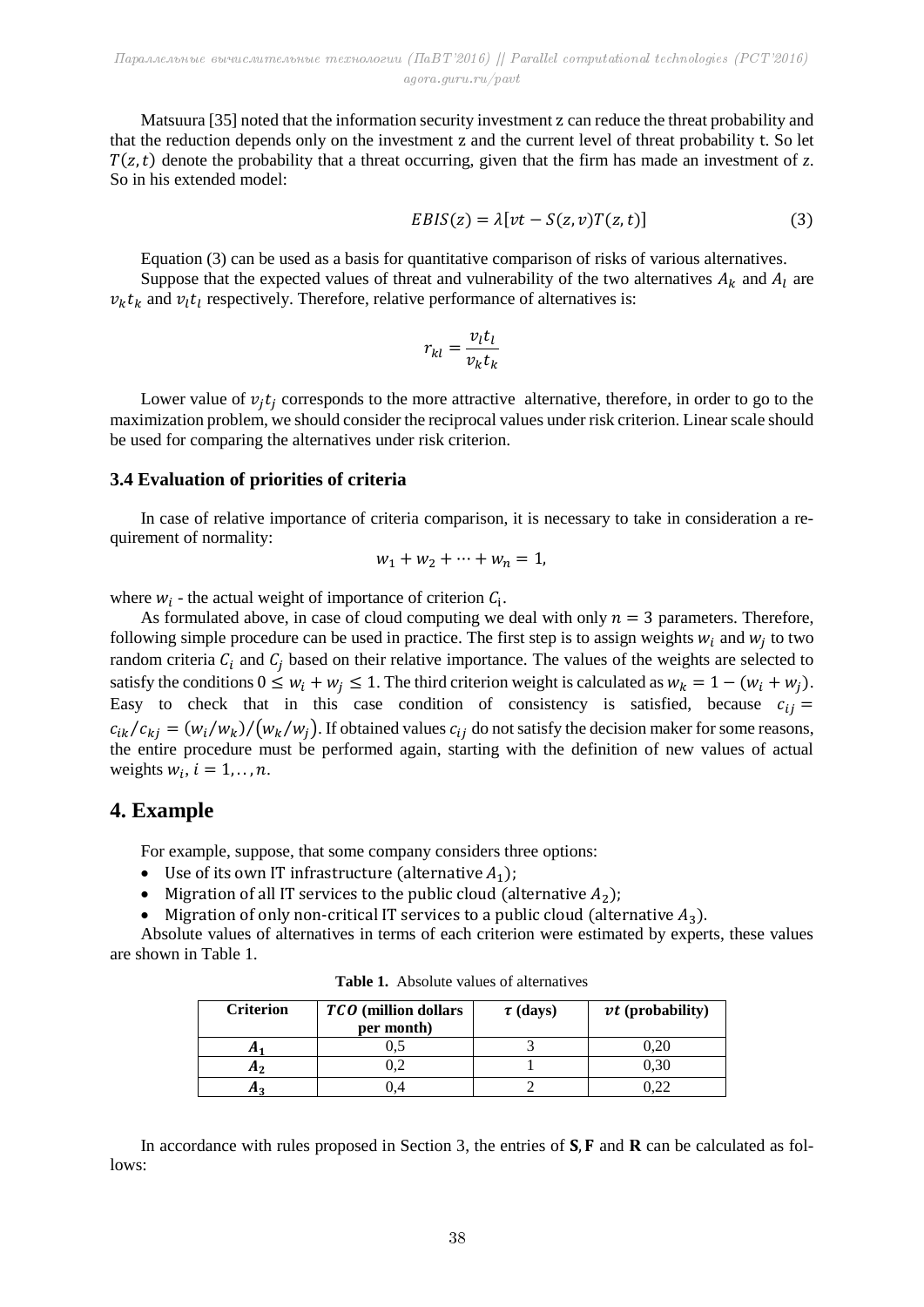Matsuura [35] noted that the information security investment z can reduce the threat probability and that the reduction depends only on the investment z and the current level of threat probability t. So let $T(z,t)$ denote the probability that a threat occurring, given that the firm has made an investment of $z$. So in his extended model:

$$EBIS(z) = \lambda[vt - S(z,v)T(z,t)] \tag{3}$$

Equation (3) can be used as a basis for quantitative comparison of risks of various alternatives.

Suppose that the expected values of threat and vulnerability of the two alternatives $A_k$ and $A_l$ are $v_k t_k$ and $v_l t_l$ respectively. Therefore, relative performance of alternatives is:

$$r_{kl} = \frac{v_l t_l}{v_k t_k}$$

Lower value of $v_j t_j$ corresponds to the more attractive alternative, therefore, in order to go to the maximization problem, we should consider the reciprocal values under risk criterion. Linear scale should be used for comparing the alternatives under risk criterion.

### 3.4 Evaluation of priorities of criteria

In case of relative importance of criteria comparison, it is necessary to take in consideration a requirement of normality:

$$w_1 + w_2 + \cdots + w_n = 1,$$

where $w_i$ - the actual weight of importance of criterion $C_i$.

As formulated above, in case of cloud computing we deal with only $n = 3$ parameters. Therefore, following simple procedure can be used in practice. The first step is to assign weights $w_i$ and $w_j$ to two random criteria $C_i$ and $C_j$ based on their relative importance. The values of the weights are selected to satisfy the conditions $0 \leq w_i + w_j \leq 1$. The third criterion weight is calculated as $w_k = 1 - (w_i + w_j)$. Easy to check that in this case condition of consistency is satisfied, because $c_{ij} = c_{ik}/c_{kj} = (w_i/w_k)/(w_k/w_j)$. If obtained values $c_{ij}$ do not satisfy the decision maker for some reasons, the entire procedure must be performed again, starting with the definition of new values of actual weights $w_i$, $i = 1,..,n$.

## 4. Example

For example, suppose, that some company considers three options:

- Use of its own IT infrastructure (alternative $A_1$);
- Migration of all IT services to the public cloud (alternative $A_2$);
- Migration of only non-critical IT services to a public cloud (alternative $A_3$).

Absolute values of alternatives in terms of each criterion were estimated by experts, these values are shown in Table 1.

**Table 1.** Absolute values of alternatives

| Criterion | $TCO$ (million dollars per month) | $\tau$ (days) | $vt$ (probability) |
|---|---|---|---|
| $A_1$ | 0,5 | 3 | 0,20 |
| $A_2$ | 0,2 | 1 | 0,30 |
| $A_3$ | 0,4 | 2 | 0,22 |

In accordance with rules proposed in Section 3, the entries of **S**, **F** and **R** can be calculated as follows: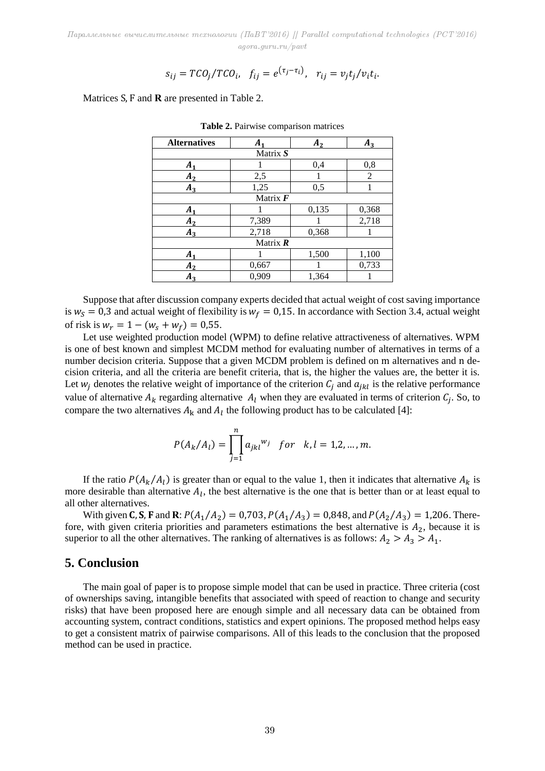$$s_{ij} = TCO_j/TCO_i, \quad f_{ij} = e^{(\tau_j - \tau_i)}, \quad r_{ij} = v_j t_j / v_i t_i.$$

Matrices S, F and **R** are presented in Table 2.

**Table 2.** Pairwise comparison matrices

| Alternatives | $A_1$ | $A_2$ | $A_3$ |
|---|---|---|---|
| Matrix ***S*** | | | |
| $A_1$ | 1 | 0,4 | 0,8 |
| $A_2$ | 2,5 | 1 | 2 |
| $A_3$ | 1,25 | 0,5 | 1 |
| Matrix ***F*** | | | |
| $A_1$ | 1 | 0,135 | 0,368 |
| $A_2$ | 7,389 | 1 | 2,718 |
| $A_3$ | 2,718 | 0,368 | 1 |
| Matrix ***R*** | | | |
| $A_1$ | 1 | 1,500 | 1,100 |
| $A_2$ | 0,667 | 1 | 0,733 |
| $A_3$ | 0,909 | 1,364 | 1 |

Suppose that after discussion company experts decided that actual weight of cost saving importance is $w_S = 0{,}3$ and actual weight of flexibility is $w_f = 0{,}15$. In accordance with Section 3.4, actual weight of risk is $w_r = 1 - (w_s + w_f) = 0{,}55$.

Let use weighted production model (WPM) to define relative attractiveness of alternatives. WPM is one of best known and simplest MCDM method for evaluating number of alternatives in terms of a number decision criteria. Suppose that a given MCDM problem is defined on m alternatives and n decision criteria, and all the criteria are benefit criteria, that is, the higher the values are, the better it is. Let $w_j$ denotes the relative weight of importance of the criterion $C_j$ and $a_{jkl}$ is the relative performance value of alternative $A_k$ regarding alternative $A_l$ when they are evaluated in terms of criterion $C_j$. So, to compare the two alternatives $A_k$ and $A_l$ the following product has to be calculated [4]:

$$P(A_k/A_l) = \prod_{j=1}^{n} {a_{jkl}}^{w_j} \quad for \quad k, l = 1,2, \ldots, m.$$

If the ratio $P(A_k/A_l)$ is greater than or equal to the value 1, then it indicates that alternative $A_k$ is more desirable than alternative $A_l$, the best alternative is the one that is better than or at least equal to all other alternatives.

With given **C**, **S**, **F** and **R**: $P(A_1/A_2) = 0{,}703$, $P(A_1/A_3) = 0{,}848$, and $P(A_2/A_3) = 1{,}206$. Therefore, with given criteria priorities and parameters estimations the best alternative is $A_2$, because it is superior to all the other alternatives. The ranking of alternatives is as follows: $A_2 > A_3 > A_1$.

## 5. Conclusion

The main goal of paper is to propose simple model that can be used in practice. Three criteria (cost of ownerships saving, intangible benefits that associated with speed of reaction to change and security risks) that have been proposed here are enough simple and all necessary data can be obtained from accounting system, contract conditions, statistics and expert opinions. The proposed method helps easy to get a consistent matrix of pairwise comparisons. All of this leads to the conclusion that the proposed method can be used in practice.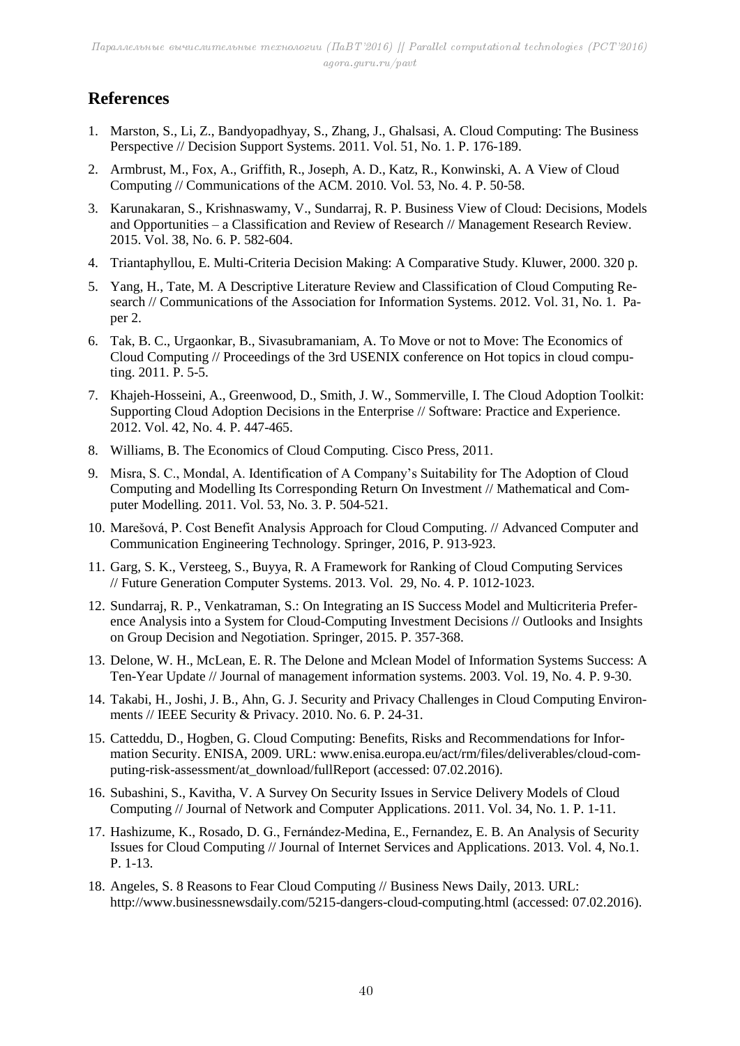## References

1. Marston, S., Li, Z., Bandyopadhyay, S., Zhang, J., Ghalsasi, A. Cloud Computing: The Business Perspective // Decision Support Systems. 2011. Vol. 51, No. 1. P. 176-189.
2. Armbrust, M., Fox, A., Griffith, R., Joseph, A. D., Katz, R., Konwinski, A. A View of Cloud Computing // Communications of the ACM. 2010. Vol. 53, No. 4. P. 50-58.
3. Karunakaran, S., Krishnaswamy, V., Sundarraj, R. P. Business View of Cloud: Decisions, Models and Opportunities – a Classification and Review of Research // Management Research Review. 2015. Vol. 38, No. 6. P. 582-604.
4. Triantaphyllou, E. Multi-Criteria Decision Making: A Comparative Study. Kluwer, 2000. 320 p.
5. Yang, H., Tate, M. A Descriptive Literature Review and Classification of Cloud Computing Research // Communications of the Association for Information Systems. 2012. Vol. 31, No. 1. Paper 2.
6. Tak, B. C., Urgaonkar, B., Sivasubramaniam, A. To Move or not to Move: The Economics of Cloud Computing // Proceedings of the 3rd USENIX conference on Hot topics in cloud computing. 2011. P. 5-5.
7. Khajeh-Hosseini, A., Greenwood, D., Smith, J. W., Sommerville, I. The Cloud Adoption Toolkit: Supporting Cloud Adoption Decisions in the Enterprise // Software: Practice and Experience. 2012. Vol. 42, No. 4. P. 447-465.
8. Williams, B. The Economics of Cloud Computing. Cisco Press, 2011.
9. Misra, S. C., Mondal, A. Identification of A Company's Suitability for The Adoption of Cloud Computing and Modelling Its Corresponding Return On Investment // Mathematical and Computer Modelling. 2011. Vol. 53, No. 3. P. 504-521.
10. Marešová, P. Cost Benefit Analysis Approach for Cloud Computing. // Advanced Computer and Communication Engineering Technology. Springer, 2016, P. 913-923.
11. Garg, S. K., Versteeg, S., Buyya, R. A Framework for Ranking of Cloud Computing Services // Future Generation Computer Systems. 2013. Vol. 29, No. 4. P. 1012-1023.
12. Sundarraj, R. P., Venkatraman, S.: On Integrating an IS Success Model and Multicriteria Preference Analysis into a System for Cloud-Computing Investment Decisions // Outlooks and Insights on Group Decision and Negotiation. Springer, 2015. P. 357-368.
13. Delone, W. H., McLean, E. R. The Delone and Mclean Model of Information Systems Success: A Ten-Year Update // Journal of management information systems. 2003. Vol. 19, No. 4. P. 9-30.
14. Takabi, H., Joshi, J. B., Ahn, G. J. Security and Privacy Challenges in Cloud Computing Environments // IEEE Security & Privacy. 2010. No. 6. P. 24-31.
15. Catteddu, D., Hogben, G. Cloud Computing: Benefits, Risks and Recommendations for Information Security. ENISA, 2009. URL: www.enisa.europa.eu/act/rm/files/deliverables/cloud-computing-risk-assessment/at_download/fullReport (accessed: 07.02.2016).
16. Subashini, S., Kavitha, V. A Survey On Security Issues in Service Delivery Models of Cloud Computing // Journal of Network and Computer Applications. 2011. Vol. 34, No. 1. P. 1-11.
17. Hashizume, K., Rosado, D. G., Fernández-Medina, E., Fernandez, E. B. An Analysis of Security Issues for Cloud Computing // Journal of Internet Services and Applications. 2013. Vol. 4, No.1. P. 1-13.
18. Angeles, S. 8 Reasons to Fear Cloud Computing // Business News Daily, 2013. URL: http://www.businessnewsdaily.com/5215-dangers-cloud-computing.html (accessed: 07.02.2016).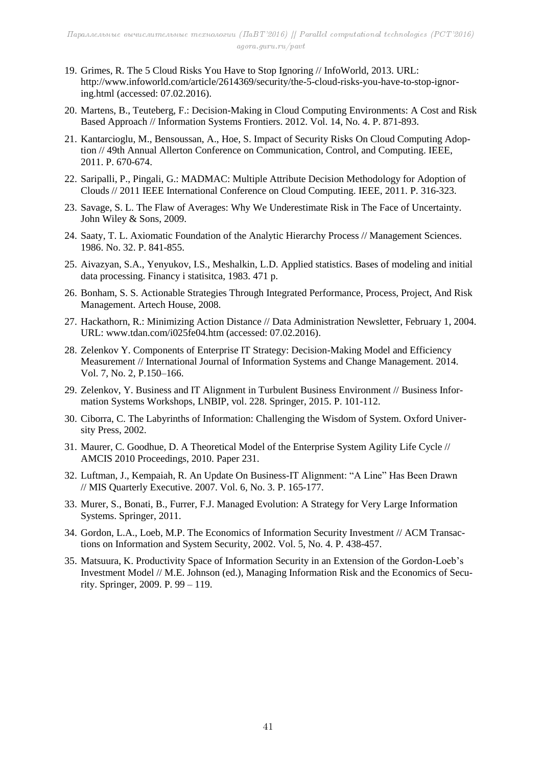19. Grimes, R. The 5 Cloud Risks You Have to Stop Ignoring // InfoWorld, 2013. URL: http://www.infoworld.com/article/2614369/security/the-5-cloud-risks-you-have-to-stop-ignoring.html (accessed: 07.02.2016).
20. Martens, B., Teuteberg, F.: Decision-Making in Cloud Computing Environments: A Cost and Risk Based Approach // Information Systems Frontiers. 2012. Vol. 14, No. 4. P. 871-893.
21. Kantarcioglu, M., Bensoussan, A., Hoe, S. Impact of Security Risks On Cloud Computing Adoption // 49th Annual Allerton Conference on Communication, Control, and Computing. IEEE, 2011. P. 670-674.
22. Saripalli, P., Pingali, G.: MADMAC: Multiple Attribute Decision Methodology for Adoption of Clouds // 2011 IEEE International Conference on Cloud Computing. IEEE, 2011. P. 316-323.
23. Savage, S. L. The Flaw of Averages: Why We Underestimate Risk in The Face of Uncertainty. John Wiley & Sons, 2009.
24. Saaty, T. L. Axiomatic Foundation of the Analytic Hierarchy Process // Management Sciences. 1986. No. 32. P. 841-855.
25. Aivazyan, S.A., Yenyukov, I.S., Meshalkin, L.D. Applied statistics. Bases of modeling and initial data processing. Financy i statisitca, 1983. 471 p.
26. Bonham, S. S. Actionable Strategies Through Integrated Performance, Process, Project, And Risk Management. Artech House, 2008.
27. Hackathorn, R.: Minimizing Action Distance // Data Administration Newsletter, February 1, 2004. URL: www.tdan.com/i025fe04.htm (accessed: 07.02.2016).
28. Zelenkov Y. Components of Enterprise IT Strategy: Decision-Making Model and Efficiency Measurement // International Journal of Information Systems and Change Management. 2014. Vol. 7, No. 2, P.150–166.
29. Zelenkov, Y. Business and IT Alignment in Turbulent Business Environment // Business Information Systems Workshops, LNBIP, vol. 228. Springer, 2015. P. 101-112.
30. Ciborra, C. The Labyrinths of Information: Challenging the Wisdom of System. Oxford University Press, 2002.
31. Maurer, C. Goodhue, D. A Theoretical Model of the Enterprise System Agility Life Cycle // AMCIS 2010 Proceedings, 2010. Paper 231.
32. Luftman, J., Kempaiah, R. An Update On Business-IT Alignment: "A Line" Has Been Drawn // MIS Quarterly Executive. 2007. Vol. 6, No. 3. P. 165-177.
33. Murer, S., Bonati, B., Furrer, F.J. Managed Evolution: A Strategy for Very Large Information Systems. Springer, 2011.
34. Gordon, L.A., Loeb, M.P. The Economics of Information Security Investment // ACM Transactions on Information and System Security, 2002. Vol. 5, No. 4. P. 438-457.
35. Matsuura, K. Productivity Space of Information Security in an Extension of the Gordon-Loeb's Investment Model // M.E. Johnson (ed.), Managing Information Risk and the Economics of Security. Springer, 2009. P. 99 – 119.